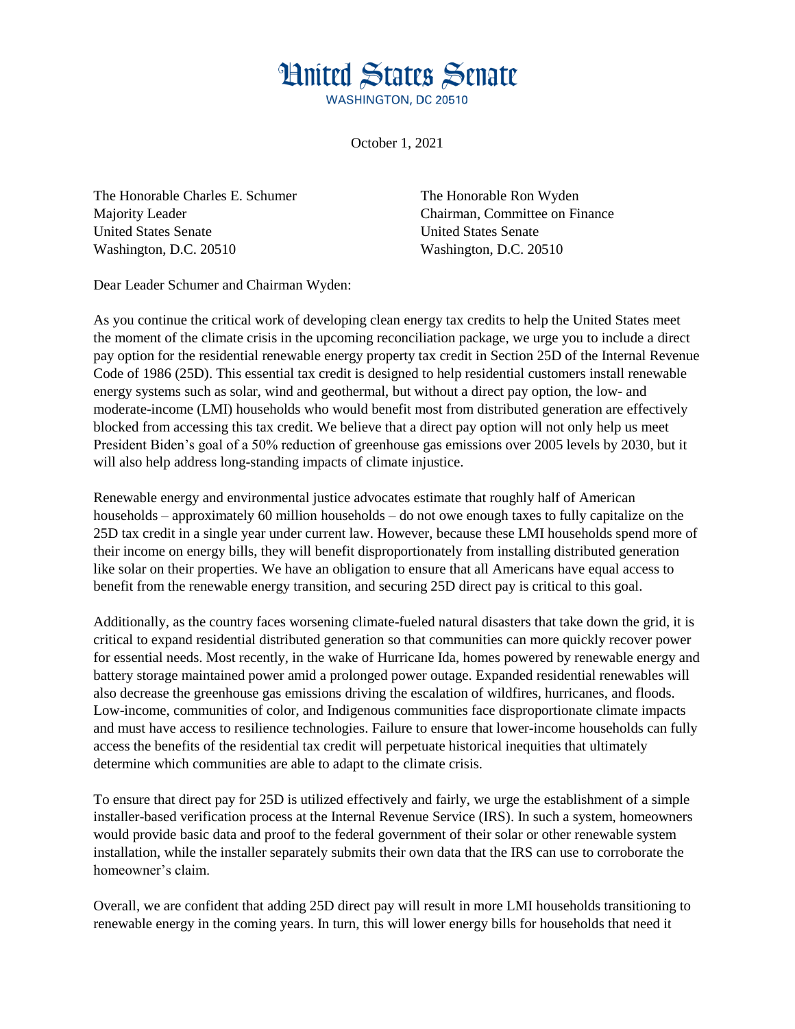# United States Senate

WASHINGTON, DC 20510

October 1, 2021

The Honorable Charles E. Schumer
Majority Leader
United States Senate
Washington, D.C. 20510

The Honorable Ron Wyden
Chairman, Committee on Finance
United States Senate
Washington, D.C. 20510

Dear Leader Schumer and Chairman Wyden:

As you continue the critical work of developing clean energy tax credits to help the United States meet the moment of the climate crisis in the upcoming reconciliation package, we urge you to include a direct pay option for the residential renewable energy property tax credit in Section 25D of the Internal Revenue Code of 1986 (25D). This essential tax credit is designed to help residential customers install renewable energy systems such as solar, wind and geothermal, but without a direct pay option, the low- and moderate-income (LMI) households who would benefit most from distributed generation are effectively blocked from accessing this tax credit. We believe that a direct pay option will not only help us meet President Biden's goal of a 50% reduction of greenhouse gas emissions over 2005 levels by 2030, but it will also help address long-standing impacts of climate injustice.

Renewable energy and environmental justice advocates estimate that roughly half of American households – approximately 60 million households – do not owe enough taxes to fully capitalize on the 25D tax credit in a single year under current law. However, because these LMI households spend more of their income on energy bills, they will benefit disproportionately from installing distributed generation like solar on their properties. We have an obligation to ensure that all Americans have equal access to benefit from the renewable energy transition, and securing 25D direct pay is critical to this goal.

Additionally, as the country faces worsening climate-fueled natural disasters that take down the grid, it is critical to expand residential distributed generation so that communities can more quickly recover power for essential needs. Most recently, in the wake of Hurricane Ida, homes powered by renewable energy and battery storage maintained power amid a prolonged power outage. Expanded residential renewables will also decrease the greenhouse gas emissions driving the escalation of wildfires, hurricanes, and floods. Low-income, communities of color, and Indigenous communities face disproportionate climate impacts and must have access to resilience technologies. Failure to ensure that lower-income households can fully access the benefits of the residential tax credit will perpetuate historical inequities that ultimately determine which communities are able to adapt to the climate crisis.

To ensure that direct pay for 25D is utilized effectively and fairly, we urge the establishment of a simple installer-based verification process at the Internal Revenue Service (IRS). In such a system, homeowners would provide basic data and proof to the federal government of their solar or other renewable system installation, while the installer separately submits their own data that the IRS can use to corroborate the homeowner's claim.

Overall, we are confident that adding 25D direct pay will result in more LMI households transitioning to renewable energy in the coming years. In turn, this will lower energy bills for households that need it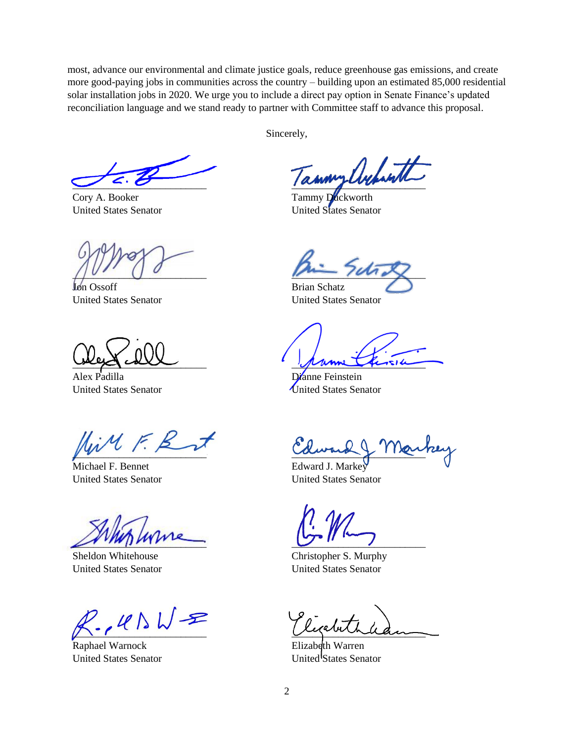most, advance our environmental and climate justice goals, reduce greenhouse gas emissions, and create more good-paying jobs in communities across the country – building upon an estimated 85,000 residential solar installation jobs in 2020. We urge you to include a direct pay option in Senate Finance's updated reconciliation language and we stand ready to partner with Committee staff to advance this proposal.

Sincerely,

Cory A. Booker
United States Senator

Tammy Duckworth
United States Senator

Jon Ossoff
United States Senator

Brian Schatz
United States Senator

Alex Padilla
United States Senator

Dianne Feinstein
United States Senator

Michael F. Bennet
United States Senator

Edward J. Markey
United States Senator

Sheldon Whitehouse
United States Senator

Christopher S. Murphy
United States Senator

Raphael Warnock
United States Senator

Elizabeth Warren
United States Senator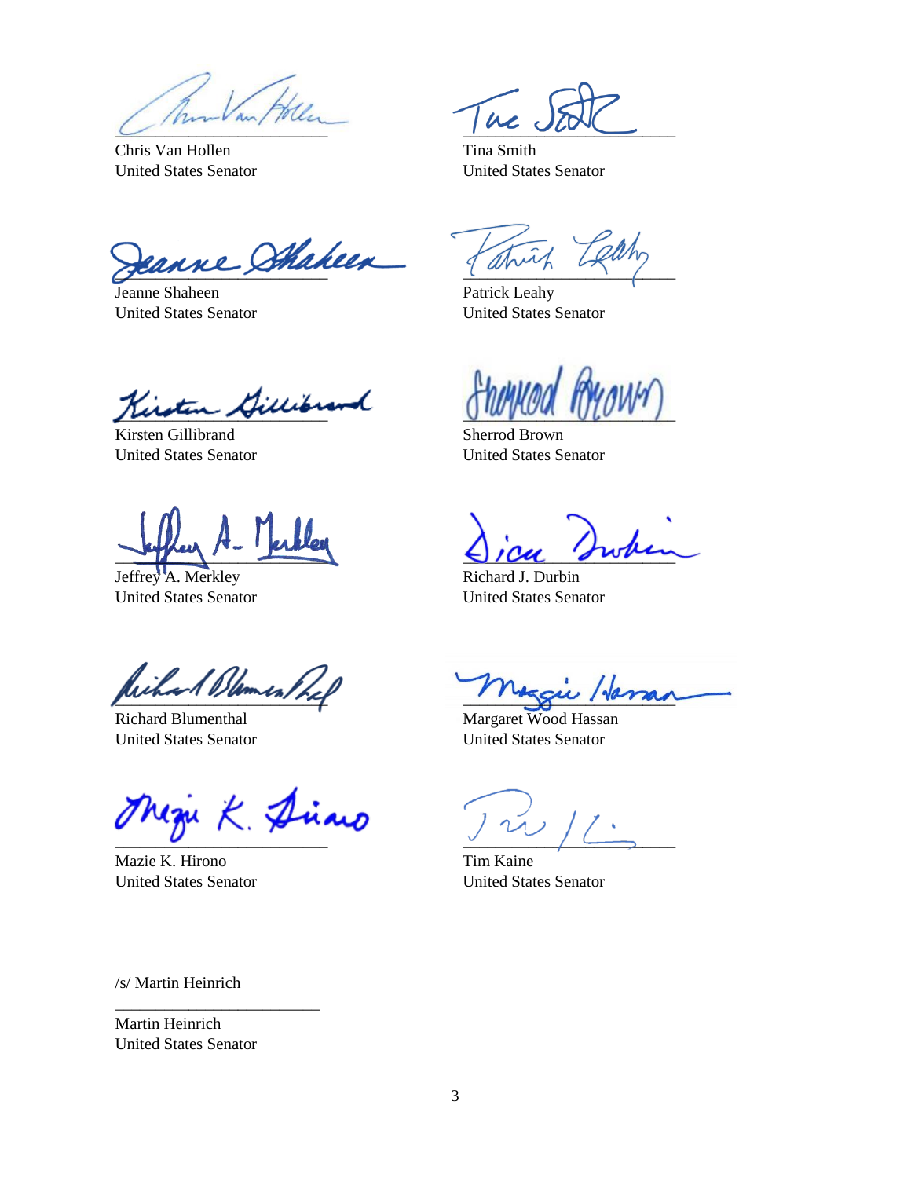Chris Van Hollen
United States Senator

Tina Smith
United States Senator

Jeanne Shaheen
United States Senator

Patrick Leahy
United States Senator

Kirsten Gillibrand
United States Senator

Sherrod Brown
United States Senator

Jeffrey A. Merkley
United States Senator

Richard J. Durbin
United States Senator

Richard Blumenthal
United States Senator

Margaret Wood Hassan
United States Senator

Mazie K. Hirono
United States Senator

Tim Kaine
United States Senator

/s/ Martin Heinrich

Martin Heinrich
United States Senator